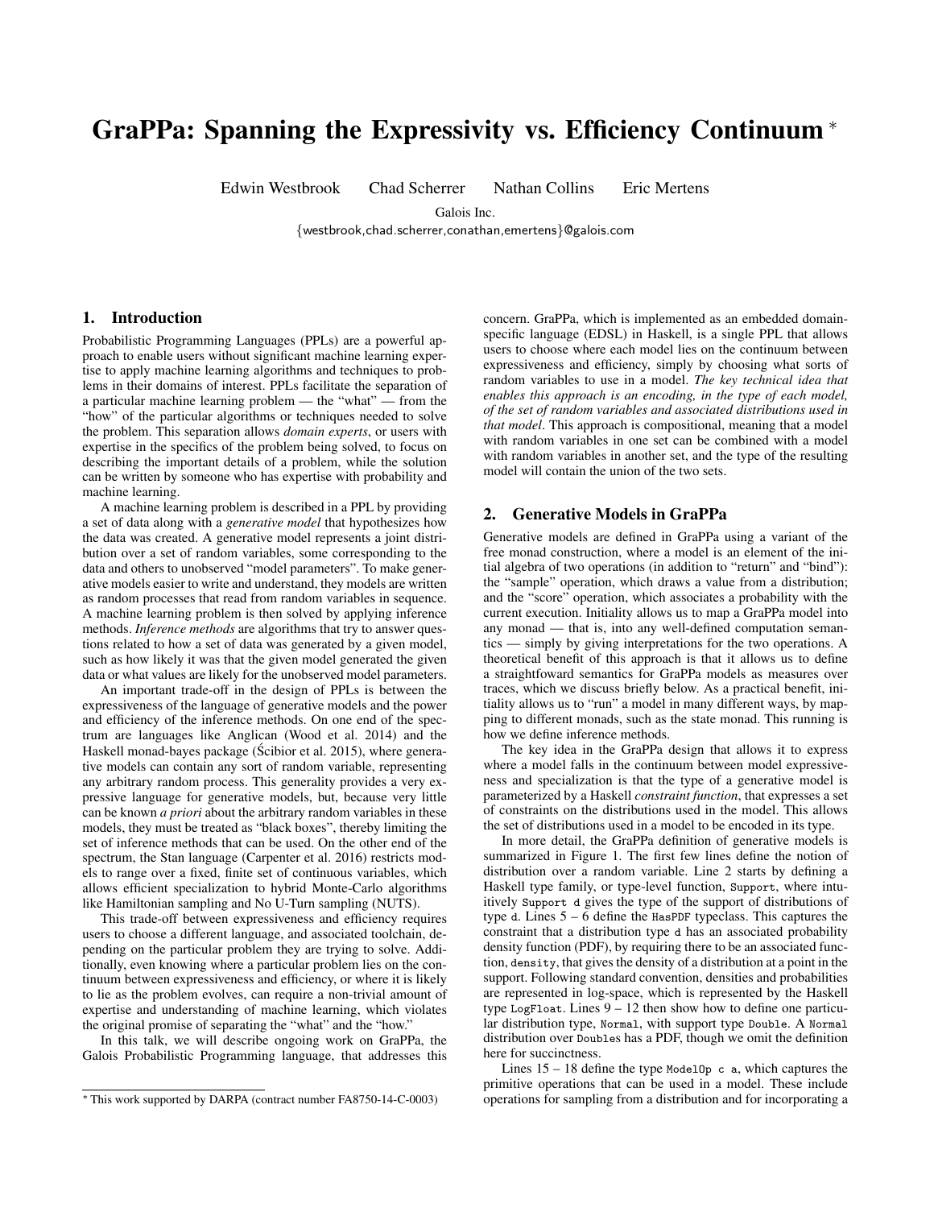# GraPPa: Spanning the Expressivity vs. Efficiency Continuum *

Edwin Westbrook Chad Scherrer Nathan Collins Eric Mertens

Galois Inc.

{westbrook,chad.scherrer,conathan,emertens}@galois.com

## 1. Introduction

Probabilistic Programming Languages (PPLs) are a powerful approach to enable users without significant machine learning expertise to apply machine learning algorithms and techniques to problems in their domains of interest. PPLs facilitate the separation of a particular machine learning problem — the "what" — from the "how" of the particular algorithms or techniques needed to solve the problem. This separation allows *domain experts*, or users with expertise in the specifics of the problem being solved, to focus on describing the important details of a problem, while the solution can be written by someone who has expertise with probability and machine learning.

A machine learning problem is described in a PPL by providing a set of data along with a *generative model* that hypothesizes how the data was created. A generative model represents a joint distribution over a set of random variables, some corresponding to the data and others to unobserved "model parameters". To make generative models easier to write and understand, they models are written as random processes that read from random variables in sequence. A machine learning problem is then solved by applying inference methods. *Inference methods* are algorithms that try to answer questions related to how a set of data was generated by a given model, such as how likely it was that the given model generated the given data or what values are likely for the unobserved model parameters.

An important trade-off in the design of PPLs is between the expressiveness of the language of generative models and the power and efficiency of the inference methods. On one end of the spectrum are languages like Anglican (Wood et al. 2014) and the Haskell monad-bayes package (Ścibior et al. 2015), where generative models can contain any sort of random variable, representing any arbitrary random process. This generality provides a very expressive language for generative models, but, because very little can be known *a priori* about the arbitrary random variables in these models, they must be treated as "black boxes", thereby limiting the set of inference methods that can be used. On the other end of the spectrum, the Stan language (Carpenter et al. 2016) restricts models to range over a fixed, finite set of continuous variables, which allows efficient specialization to hybrid Monte-Carlo algorithms like Hamiltonian sampling and No U-Turn sampling (NUTS).

This trade-off between expressiveness and efficiency requires users to choose a different language, and associated toolchain, depending on the particular problem they are trying to solve. Additionally, even knowing where a particular problem lies on the continuum between expressiveness and efficiency, or where it is likely to lie as the problem evolves, can require a non-trivial amount of expertise and understanding of machine learning, which violates the original promise of separating the "what" and the "how."

In this talk, we will describe ongoing work on GraPPa, the Galois Probabilistic Programming language, that addresses this concern. GraPPa, which is implemented as an embedded domain-specific language (EDSL) in Haskell, is a single PPL that allows users to choose where each model lies on the continuum between expressiveness and efficiency, simply by choosing what sorts of random variables to use in a model. *The key technical idea that enables this approach is an encoding, in the type of each model, of the set of random variables and associated distributions used in that model*. This approach is compositional, meaning that a model with random variables in one set can be combined with a model with random variables in another set, and the type of the resulting model will contain the union of the two sets.

## 2. Generative Models in GraPPa

Generative models are defined in GraPPa using a variant of the free monad construction, where a model is an element of the initial algebra of two operations (in addition to "return" and "bind"): the "sample" operation, which draws a value from a distribution; and the "score" operation, which associates a probability with the current execution. Initiality allows us to map a GraPPa model into any monad — that is, into any well-defined computation semantics — simply by giving interpretations for the two operations. A theoretical benefit of this approach is that it allows us to define a straightfoward semantics for GraPPa models as measures over traces, which we discuss briefly below. As a practical benefit, initiality allows us to "run" a model in many different ways, by mapping to different monads, such as the state monad. This running is how we define inference methods.

The key idea in the GraPPa design that allows it to express where a model falls in the continuum between model expressiveness and specialization is that the type of a generative model is parameterized by a Haskell *constraint function*, that expresses a set of constraints on the distributions used in the model. This allows the set of distributions used in a model to be encoded in its type.

In more detail, the GraPPa definition of generative models is summarized in Figure 1. The first few lines define the notion of distribution over a random variable. Line 2 starts by defining a Haskell type family, or type-level function, `Support`, where intuitively `Support d` gives the type of the support of distributions of type `d`. Lines 5 – 6 define the `HasPDF` typeclass. This captures the constraint that a distribution type `d` has an associated probability density function (PDF), by requiring there to be an associated function, `density`, that gives the density of a distribution at a point in the support. Following standard convention, densities and probabilities are represented in log-space, which is represented by the Haskell type `LogFloat`. Lines 9 – 12 then show how to define one particular distribution type, `Normal`, with support type `Double`. A `Normal` distribution over `Double`s has a PDF, though we omit the definition here for succinctness.

Lines 15 – 18 define the type `ModelOp c a`, which captures the primitive operations that can be used in a model. These include operations for sampling from a distribution and for incorporating a

* This work supported by DARPA (contract number FA8750-14-C-0003)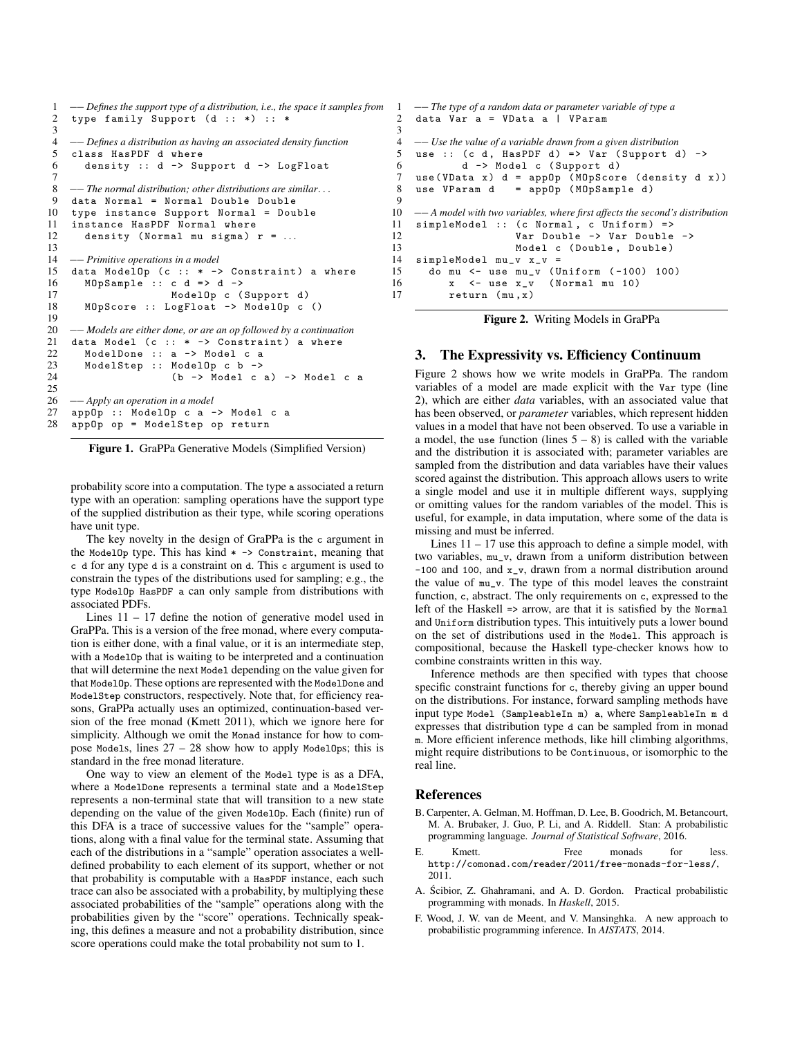```haskell
1  -- Defines the support type of a distribution, i.e., the space it samples from
2  type family Support (d :: *) :: *
3
4  -- Defines a distribution as having an associated density function
5  class HasPDF d where
6    density :: d -> Support d -> LogFloat
7
8  -- The normal distribution; other distributions are similar...
9  data Normal = Normal Double Double
10 type instance Support Normal = Double
11 instance HasPDF Normal where
12   density (Normal mu sigma) r = ...
13
14 -- Primitive operations in a model
15 data ModelOp (c :: * -> Constraint) a where
16   MOpSample :: c d => d ->
17                ModelOp c (Support d)
18   MOpScore :: LogFloat -> ModelOp c ()
19
20 -- Models are either done, or are an op followed by a continuation
21 data Model (c :: * -> Constraint) a where
22   ModelDone :: a -> Model c a
23   ModelStep :: ModelOp c b ->
24                (b -> Model c a) -> Model c a
25
26 -- Apply an operation in a model
27 appOp :: ModelOp c a -> Model c a
28 appOp op = ModelStep op return
```

**Figure 1.** GraPPa Generative Models (Simplified Version)

probability score into a computation. The type a associated a return type with an operation: sampling operations have the support type of the supplied distribution as their type, while scoring operations have unit type.

The key novelty in the design of GraPPa is the c argument in the ModelOp type. This has kind * -> Constraint, meaning that c d for any type d is a constraint on d. This c argument is used to constrain the types of the distributions used for sampling; e.g., the type ModelOp HasPDF a can only sample from distributions with associated PDFs.

Lines 11 – 17 define the notion of generative model used in GraPPa. This is a version of the free monad, where every computation is either done, with a final value, or it is an intermediate step, with a ModelOp that is waiting to be interpreted and a continuation that will determine the next Model depending on the value given for that ModelOp. These options are represented with the ModelDone and ModelStep constructors, respectively. Note that, for efficiency reasons, GraPPa actually uses an optimized, continuation-based version of the free monad (Kmett 2011), which we ignore here for simplicity. Although we omit the Monad instance for how to compose Models, lines 27 – 28 show how to apply ModelOps; this is standard in the free monad literature.

One way to view an element of the Model type is as a DFA, where a ModelDone represents a terminal state and a ModelStep represents a non-terminal state that will transition to a new state depending on the value of the given ModelOp. Each (finite) run of this DFA is a trace of successive values for the "sample" operations, along with a final value for the terminal state. Assuming that each of the distributions in a "sample" operation associates a well-defined probability to each element of its support, whether or not that probability is computable with a HasPDF instance, each such trace can also be associated with a probability, by multiplying these associated probabilities of the "sample" operations along with the probabilities given by the "score" operations. Technically speaking, this defines a measure and not a probability distribution, since score operations could make the total probability not sum to 1.

```haskell
1  -- The type of a random data or parameter variable of type a
2  data Var a = VData a | VParam
3
4  -- Use the value of a variable drawn from a given distribution
5  use :: (c d, HasPDF d) => Var (Support d) ->
6         d -> Model c (Support d)
7  use(VData x) d = appOp (MOpScore (density d x))
8  use VParam d   = appOp (MOpSample d)
9
10 -- A model with two variables, where first affects the second's distribution
11 simpleModel :: (c Normal, c Uniform) =>
12                Var Double -> Var Double ->
13                Model c (Double, Double)
14 simpleModel mu_v x_v =
15   do mu <- use mu_v (Uniform (-100) 100)
16      x  <- use x_v  (Normal mu 10)
17      return (mu,x)
```

**Figure 2.** Writing Models in GraPPa

## 3. The Expressivity vs. Efficiency Continuum

Figure 2 shows how we write models in GraPPa. The random variables of a model are made explicit with the Var type (line 2), which are either *data* variables, with an associated value that has been observed, or *parameter* variables, which represent hidden values in a model that have not been observed. To use a variable in a model, the use function (lines 5 – 8) is called with the variable and the distribution it is associated with; parameter variables are sampled from the distribution and data variables have their values scored against the distribution. This approach allows users to write a single model and use it in multiple different ways, supplying or omitting values for the random variables of the model. This is useful, for example, in data imputation, where some of the data is missing and must be inferred.

Lines 11 – 17 use this approach to define a simple model, with two variables, mu_v, drawn from a uniform distribution between -100 and 100, and x_v, drawn from a normal distribution around the value of mu_v. The type of this model leaves the constraint function, c, abstract. The only requirements on c, expressed to the left of the Haskell => arrow, are that it is satisfied by the Normal and Uniform distribution types. This intuitively puts a lower bound on the set of distributions used in the Model. This approach is compositional, because the Haskell type-checker knows how to combine constraints written in this way.

Inference methods are then specified with types that choose specific constraint functions for c, thereby giving an upper bound on the distributions. For instance, forward sampling methods have input type Model (SampleableIn m) a, where SampleableIn m d expresses that distribution type d can be sampled from in monad m. More efficient inference methods, like hill climbing algorithms, might require distributions to be Continuous, or isomorphic to the real line.

## References

B. Carpenter, A. Gelman, M. Hoffman, D. Lee, B. Goodrich, M. Betancourt, M. A. Brubaker, J. Guo, P. Li, and A. Riddell. Stan: A probabilistic programming language. *Journal of Statistical Software*, 2016.

E. Kmett. Free monads for less. http://comonad.com/reader/2011/free-monads-for-less/, 2011.

A. Ścibior, Z. Ghahramani, and A. D. Gordon. Practical probabilistic programming with monads. In *Haskell*, 2015.

F. Wood, J. W. van de Meent, and V. Mansinghka. A new approach to probabilistic programming inference. In *AISTATS*, 2014.